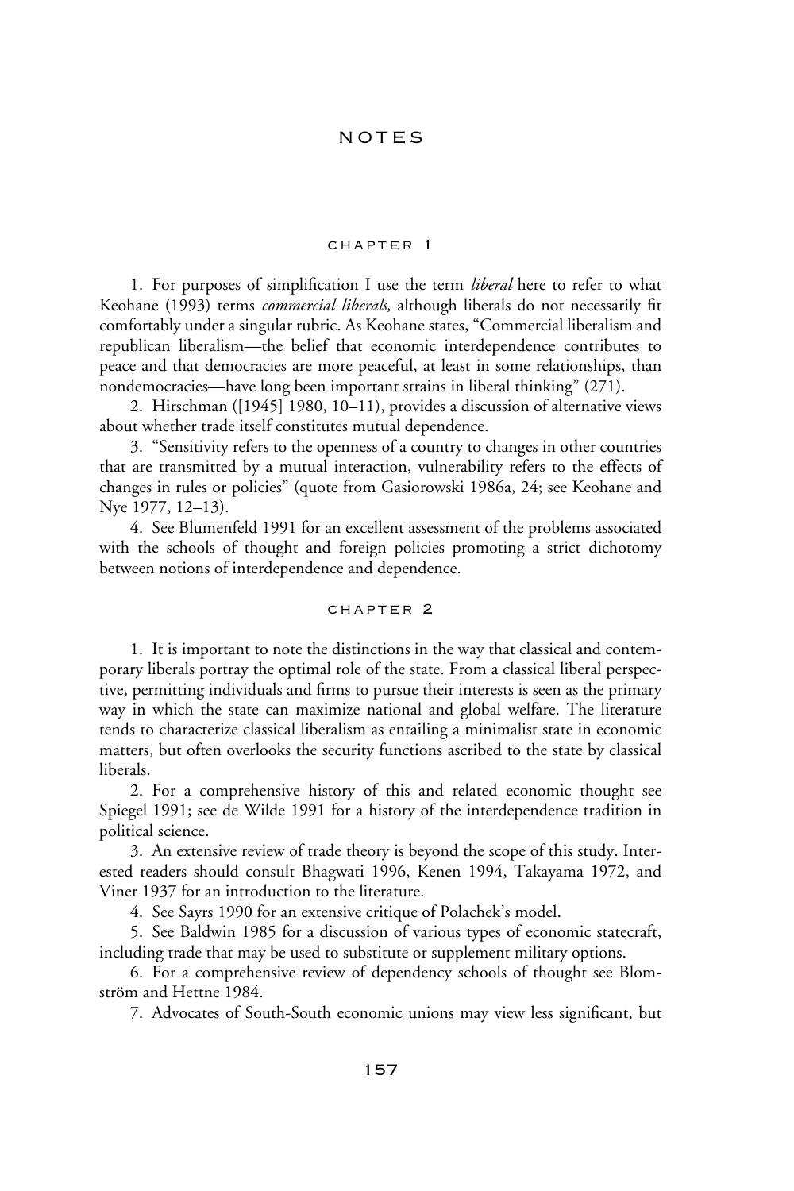# NOTES

## CHAPTER 1

1. For purposes of simplification I use the term *liberal* here to refer to what Keohane (1993) terms *commercial liberals,* although liberals do not necessarily fit comfortably under a singular rubric. As Keohane states, "Commercial liberalism and republican liberalism—the belief that economic interdependence contributes to peace and that democracies are more peaceful, at least in some relationships, than nondemocracies—have long been important strains in liberal thinking" (271).

2. Hirschman ([1945] 1980, 10–11), provides a discussion of alternative views about whether trade itself constitutes mutual dependence.

3. "Sensitivity refers to the openness of a country to changes in other countries that are transmitted by a mutual interaction, vulnerability refers to the effects of changes in rules or policies" (quote from Gasiorowski 1986a, 24; see Keohane and Nye 1977, 12–13).

4. See Blumenfeld 1991 for an excellent assessment of the problems associated with the schools of thought and foreign policies promoting a strict dichotomy between notions of interdependence and dependence.

## CHAPTER 2

1. It is important to note the distinctions in the way that classical and contemporary liberals portray the optimal role of the state. From a classical liberal perspective, permitting individuals and firms to pursue their interests is seen as the primary way in which the state can maximize national and global welfare. The literature tends to characterize classical liberalism as entailing a minimalist state in economic matters, but often overlooks the security functions ascribed to the state by classical liberals.

2. For a comprehensive history of this and related economic thought see Spiegel 1991; see de Wilde 1991 for a history of the interdependence tradition in political science.

3. An extensive review of trade theory is beyond the scope of this study. Interested readers should consult Bhagwati 1996, Kenen 1994, Takayama 1972, and Viner 1937 for an introduction to the literature.

4. See Sayrs 1990 for an extensive critique of Polachek's model.

5. See Baldwin 1985 for a discussion of various types of economic statecraft, including trade that may be used to substitute or supplement military options.

6. For a comprehensive review of dependency schools of thought see Blomström and Hettne 1984.

7. Advocates of South-South economic unions may view less significant, but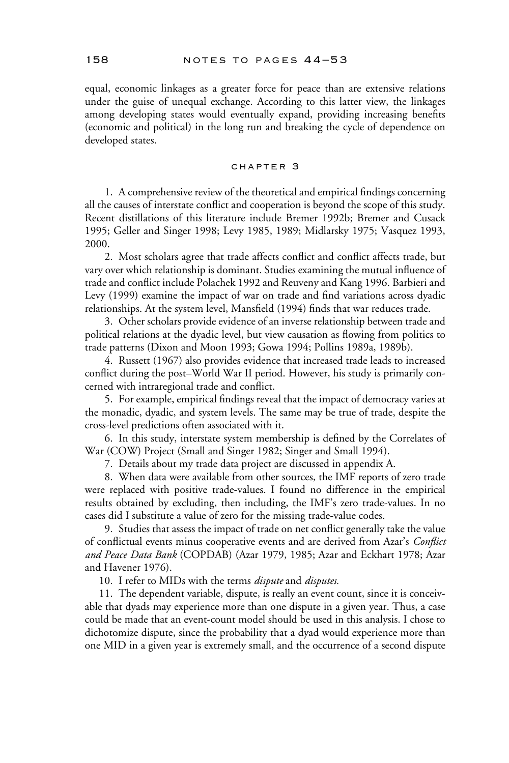equal, economic linkages as a greater force for peace than are extensive relations under the guise of unequal exchange. According to this latter view, the linkages among developing states would eventually expand, providing increasing benefits (economic and political) in the long run and breaking the cycle of dependence on developed states.

## CHAPTER 3

1. A comprehensive review of the theoretical and empirical findings concerning all the causes of interstate conflict and cooperation is beyond the scope of this study. Recent distillations of this literature include Bremer 1992b; Bremer and Cusack 1995; Geller and Singer 1998; Levy 1985, 1989; Midlarsky 1975; Vasquez 1993, 2000.

2. Most scholars agree that trade affects conflict and conflict affects trade, but vary over which relationship is dominant. Studies examining the mutual influence of trade and conflict include Polachek 1992 and Reuveny and Kang 1996. Barbieri and Levy (1999) examine the impact of war on trade and find variations across dyadic relationships. At the system level, Mansfield (1994) finds that war reduces trade.

3. Other scholars provide evidence of an inverse relationship between trade and political relations at the dyadic level, but view causation as flowing from politics to trade patterns (Dixon and Moon 1993; Gowa 1994; Pollins 1989a, 1989b).

4. Russett (1967) also provides evidence that increased trade leads to increased conflict during the post–World War II period. However, his study is primarily concerned with intraregional trade and conflict.

5. For example, empirical findings reveal that the impact of democracy varies at the monadic, dyadic, and system levels. The same may be true of trade, despite the cross-level predictions often associated with it.

6. In this study, interstate system membership is defined by the Correlates of War (COW) Project (Small and Singer 1982; Singer and Small 1994).

7. Details about my trade data project are discussed in appendix A.

8. When data were available from other sources, the IMF reports of zero trade were replaced with positive trade-values. I found no difference in the empirical results obtained by excluding, then including, the IMF's zero trade-values. In no cases did I substitute a value of zero for the missing trade-value codes.

9. Studies that assess the impact of trade on net conflict generally take the value of conflictual events minus cooperative events and are derived from Azar's *Conflict and Peace Data Bank* (COPDAB) (Azar 1979, 1985; Azar and Eckhart 1978; Azar and Havener 1976).

10. I refer to MIDs with the terms *dispute* and *disputes.*

11. The dependent variable, dispute, is really an event count, since it is conceivable that dyads may experience more than one dispute in a given year. Thus, a case could be made that an event-count model should be used in this analysis. I chose to dichotomize dispute, since the probability that a dyad would experience more than one MID in a given year is extremely small, and the occurrence of a second dispute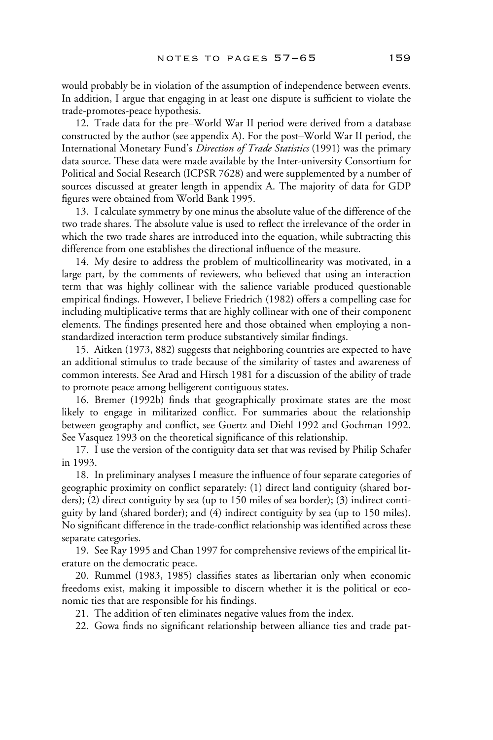would probably be in violation of the assumption of independence between events. In addition, I argue that engaging in at least one dispute is sufficient to violate the trade-promotes-peace hypothesis.

12. Trade data for the pre–World War II period were derived from a database constructed by the author (see appendix A). For the post–World War II period, the International Monetary Fund's *Direction of Trade Statistics* (1991) was the primary data source. These data were made available by the Inter-university Consortium for Political and Social Research (ICPSR 7628) and were supplemented by a number of sources discussed at greater length in appendix A. The majority of data for GDP figures were obtained from World Bank 1995.

13. I calculate symmetry by one minus the absolute value of the difference of the two trade shares. The absolute value is used to reflect the irrelevance of the order in which the two trade shares are introduced into the equation, while subtracting this difference from one establishes the directional influence of the measure.

14. My desire to address the problem of multicollinearity was motivated, in a large part, by the comments of reviewers, who believed that using an interaction term that was highly collinear with the salience variable produced questionable empirical findings. However, I believe Friedrich (1982) offers a compelling case for including multiplicative terms that are highly collinear with one of their component elements. The findings presented here and those obtained when employing a non-standardized interaction term produce substantively similar findings.

15. Aitken (1973, 882) suggests that neighboring countries are expected to have an additional stimulus to trade because of the similarity of tastes and awareness of common interests. See Arad and Hirsch 1981 for a discussion of the ability of trade to promote peace among belligerent contiguous states.

16. Bremer (1992b) finds that geographically proximate states are the most likely to engage in militarized conflict. For summaries about the relationship between geography and conflict, see Goertz and Diehl 1992 and Gochman 1992. See Vasquez 1993 on the theoretical significance of this relationship.

17. I use the version of the contiguity data set that was revised by Philip Schafer in 1993.

18. In preliminary analyses I measure the influence of four separate categories of geographic proximity on conflict separately: (1) direct land contiguity (shared borders); (2) direct contiguity by sea (up to 150 miles of sea border); (3) indirect contiguity by land (shared border); and (4) indirect contiguity by sea (up to 150 miles). No significant difference in the trade-conflict relationship was identified across these separate categories.

19. See Ray 1995 and Chan 1997 for comprehensive reviews of the empirical literature on the democratic peace.

20. Rummel (1983, 1985) classifies states as libertarian only when economic freedoms exist, making it impossible to discern whether it is the political or economic ties that are responsible for his findings.

21. The addition of ten eliminates negative values from the index.

22. Gowa finds no significant relationship between alliance ties and trade pat-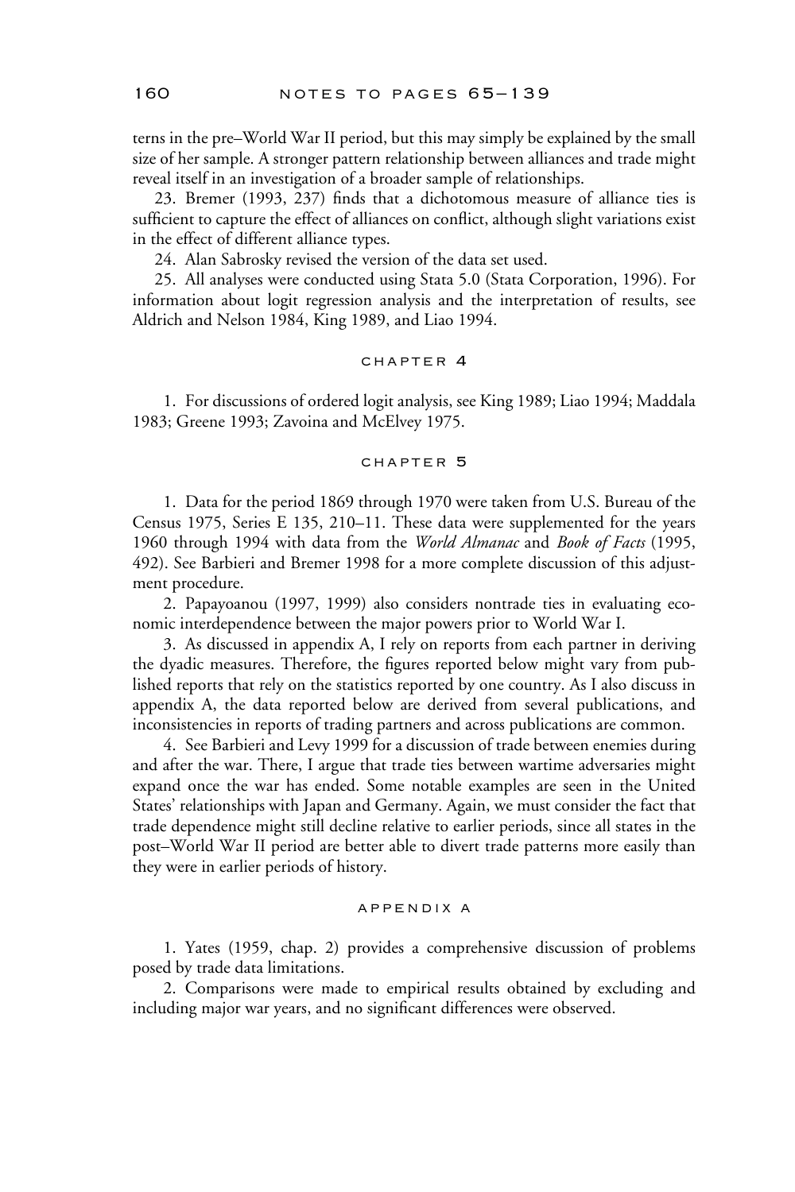terns in the pre–World War II period, but this may simply be explained by the small size of her sample. A stronger pattern relationship between alliances and trade might reveal itself in an investigation of a broader sample of relationships.

23. Bremer (1993, 237) finds that a dichotomous measure of alliance ties is sufficient to capture the effect of alliances on conflict, although slight variations exist in the effect of different alliance types.

24. Alan Sabrosky revised the version of the data set used.

25. All analyses were conducted using Stata 5.0 (Stata Corporation, 1996). For information about logit regression analysis and the interpretation of results, see Aldrich and Nelson 1984, King 1989, and Liao 1994.

## CHAPTER 4

1. For discussions of ordered logit analysis, see King 1989; Liao 1994; Maddala 1983; Greene 1993; Zavoina and McElvey 1975.

## CHAPTER 5

1. Data for the period 1869 through 1970 were taken from U.S. Bureau of the Census 1975, Series E 135, 210–11. These data were supplemented for the years 1960 through 1994 with data from the *World Almanac* and *Book of Facts* (1995, 492). See Barbieri and Bremer 1998 for a more complete discussion of this adjustment procedure.

2. Papayoanou (1997, 1999) also considers nontrade ties in evaluating economic interdependence between the major powers prior to World War I.

3. As discussed in appendix A, I rely on reports from each partner in deriving the dyadic measures. Therefore, the figures reported below might vary from published reports that rely on the statistics reported by one country. As I also discuss in appendix A, the data reported below are derived from several publications, and inconsistencies in reports of trading partners and across publications are common.

4. See Barbieri and Levy 1999 for a discussion of trade between enemies during and after the war. There, I argue that trade ties between wartime adversaries might expand once the war has ended. Some notable examples are seen in the United States' relationships with Japan and Germany. Again, we must consider the fact that trade dependence might still decline relative to earlier periods, since all states in the post–World War II period are better able to divert trade patterns more easily than they were in earlier periods of history.

## APPENDIX A

1. Yates (1959, chap. 2) provides a comprehensive discussion of problems posed by trade data limitations.

2. Comparisons were made to empirical results obtained by excluding and including major war years, and no significant differences were observed.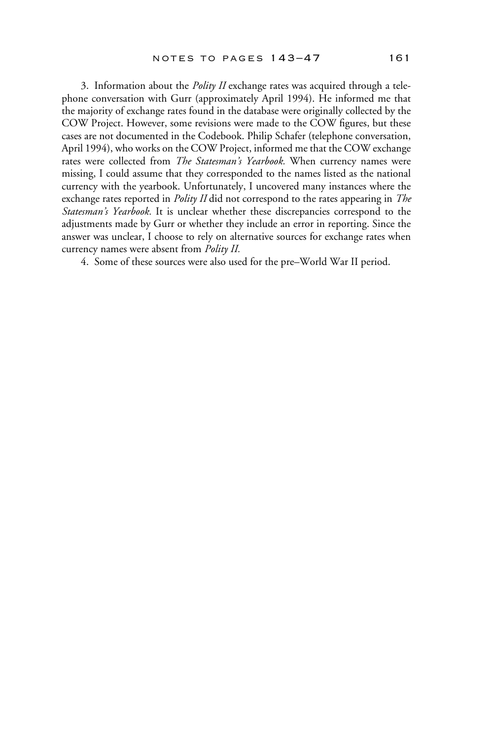3. Information about the *Polity II* exchange rates was acquired through a telephone conversation with Gurr (approximately April 1994). He informed me that the majority of exchange rates found in the database were originally collected by the COW Project. However, some revisions were made to the COW figures, but these cases are not documented in the Codebook. Philip Schafer (telephone conversation, April 1994), who works on the COW Project, informed me that the COW exchange rates were collected from *The Statesman's Yearbook.* When currency names were missing, I could assume that they corresponded to the names listed as the national currency with the yearbook. Unfortunately, I uncovered many instances where the exchange rates reported in *Polity II* did not correspond to the rates appearing in *The Statesman's Yearbook.* It is unclear whether these discrepancies correspond to the adjustments made by Gurr or whether they include an error in reporting. Since the answer was unclear, I choose to rely on alternative sources for exchange rates when currency names were absent from *Polity II.*

4. Some of these sources were also used for the pre–World War II period.